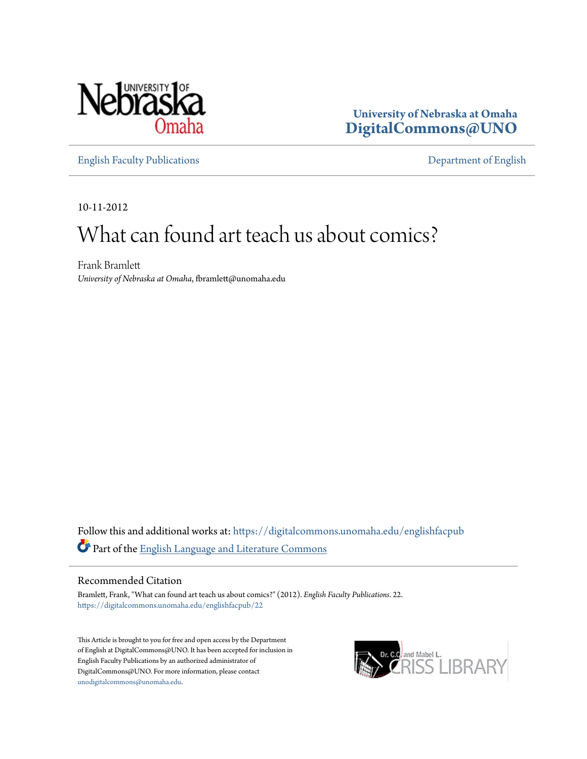University of Nebraska at Omaha
**DigitalCommons@UNO**

English Faculty Publications | Department of English

10-11-2012

# What can found art teach us about comics?

Frank Bramlett
*University of Nebraska at Omaha*, fbramlett@unomaha.edu

Follow this and additional works at: https://digitalcommons.unomaha.edu/englishfacpub

Part of the English Language and Literature Commons

## Recommended Citation

Bramlett, Frank, "What can found art teach us about comics?" (2012). *English Faculty Publications*. 22.
https://digitalcommons.unomaha.edu/englishfacpub/22

This Article is brought to you for free and open access by the Department of English at DigitalCommons@UNO. It has been accepted for inclusion in English Faculty Publications by an authorized administrator of DigitalCommons@UNO. For more information, please contact unodigitalcommons@unomaha.edu.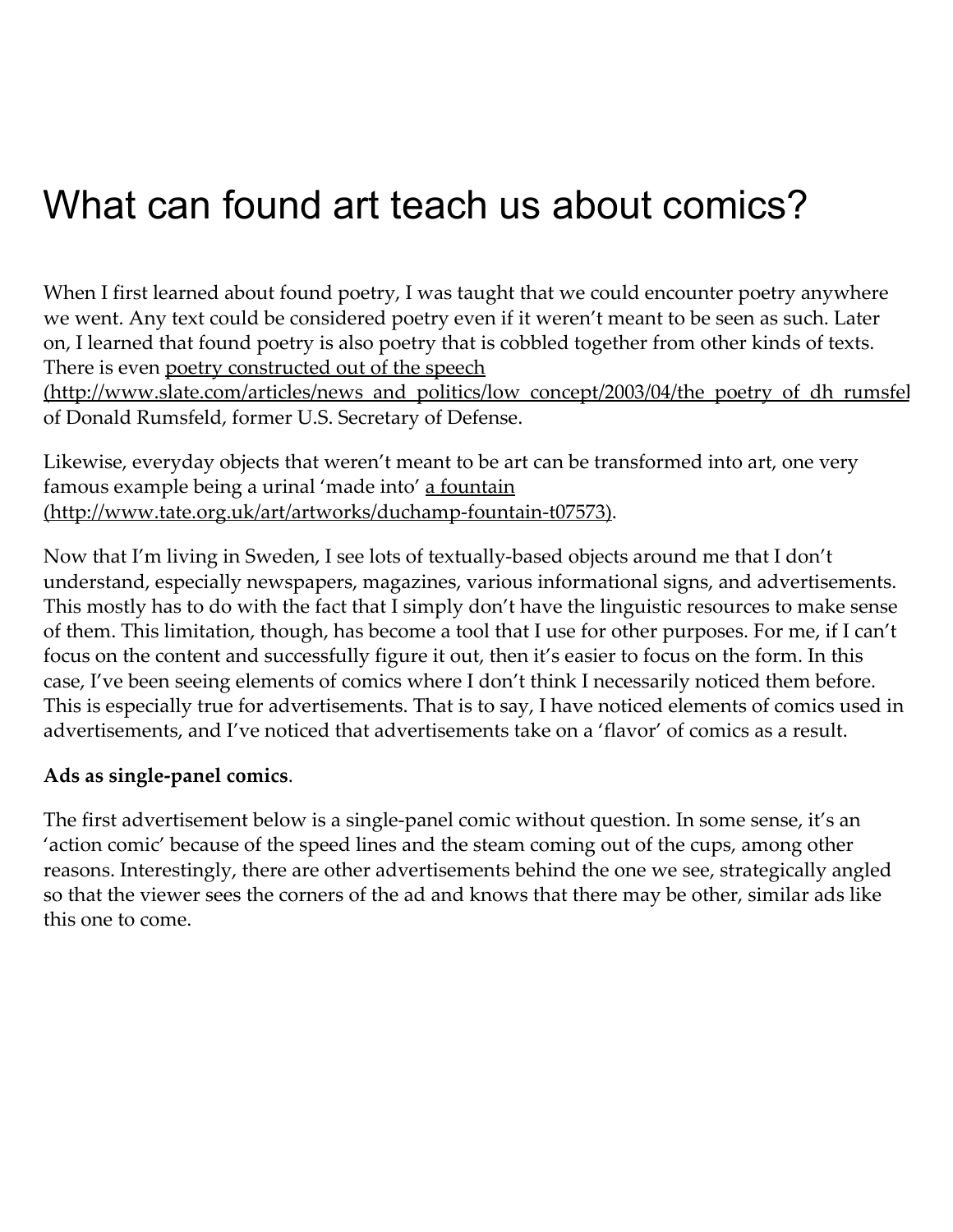# What can found art teach us about comics?

When I first learned about found poetry, I was taught that we could encounter poetry anywhere we went. Any text could be considered poetry even if it weren't meant to be seen as such. Later on, I learned that found poetry is also poetry that is cobbled together from other kinds of texts. There is even poetry constructed out of the speech (http://www.slate.com/articles/news_and_politics/low_concept/2003/04/the_poetry_of_dh_rumsfel of Donald Rumsfeld, former U.S. Secretary of Defense.

Likewise, everyday objects that weren't meant to be art can be transformed into art, one very famous example being a urinal 'made into' a fountain (http://www.tate.org.uk/art/artworks/duchamp-fountain-t07573).

Now that I'm living in Sweden, I see lots of textually-based objects around me that I don't understand, especially newspapers, magazines, various informational signs, and advertisements. This mostly has to do with the fact that I simply don't have the linguistic resources to make sense of them. This limitation, though, has become a tool that I use for other purposes. For me, if I can't focus on the content and successfully figure it out, then it's easier to focus on the form. In this case, I've been seeing elements of comics where I don't think I necessarily noticed them before. This is especially true for advertisements. That is to say, I have noticed elements of comics used in advertisements, and I've noticed that advertisements take on a 'flavor' of comics as a result.

**Ads as single-panel comics**.

The first advertisement below is a single-panel comic without question. In some sense, it's an 'action comic' because of the speed lines and the steam coming out of the cups, among other reasons. Interestingly, there are other advertisements behind the one we see, strategically angled so that the viewer sees the corners of the ad and knows that there may be other, similar ads like this one to come.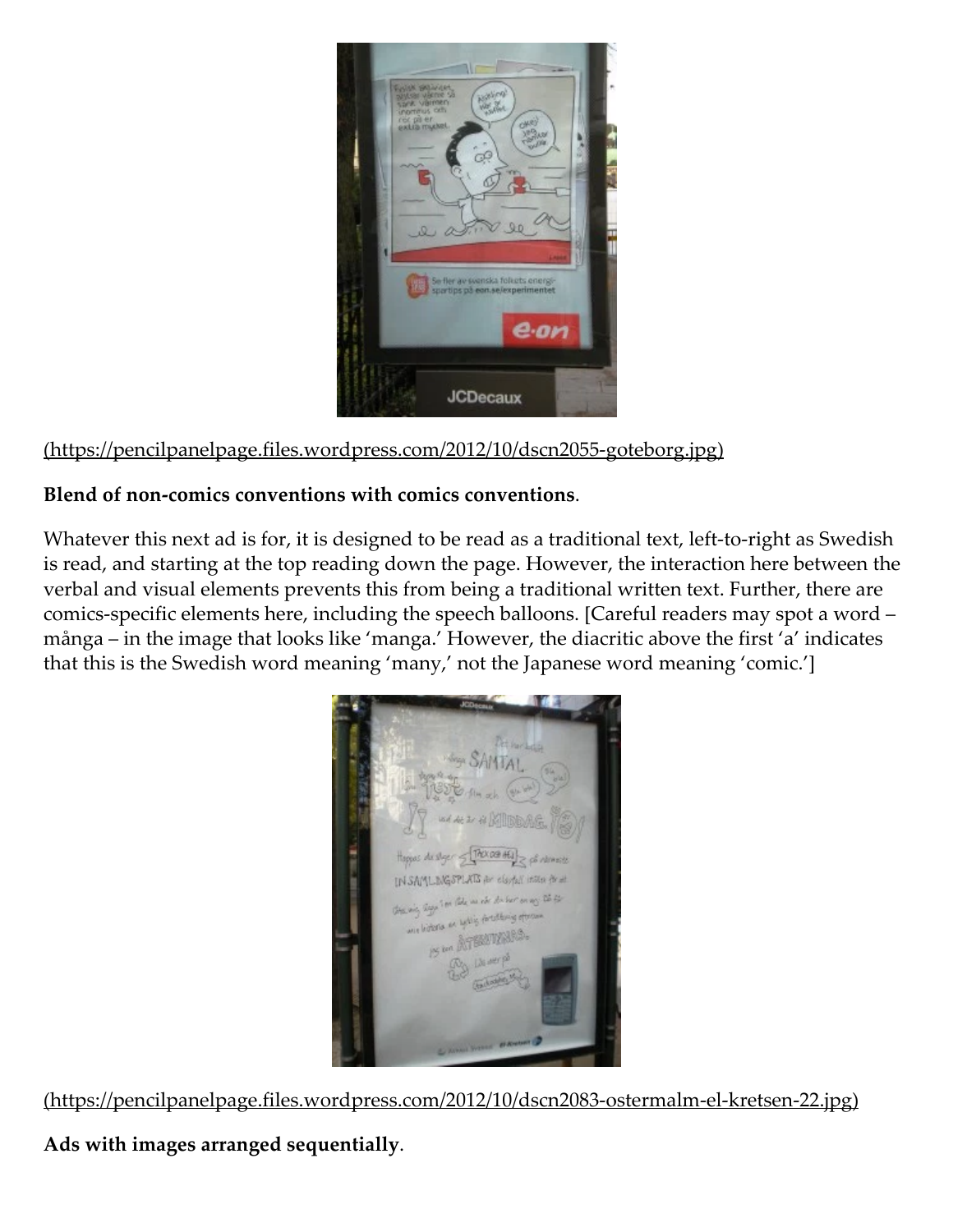(https://pencilpanelpage.files.wordpress.com/2012/10/dscn2055-goteborg.jpg)

**Blend of non-comics conventions with comics conventions**.

Whatever this next ad is for, it is designed to be read as a traditional text, left-to-right as Swedish is read, and starting at the top reading down the page. However, the interaction here between the verbal and visual elements prevents this from being a traditional written text. Further, there are comics-specific elements here, including the speech balloons. [Careful readers may spot a word – många – in the image that looks like 'manga.' However, the diacritic above the first 'a' indicates that this is the Swedish word meaning 'many,' not the Japanese word meaning 'comic.']

(https://pencilpanelpage.files.wordpress.com/2012/10/dscn2083-ostermalm-el-kretsen-22.jpg)

**Ads with images arranged sequentially**.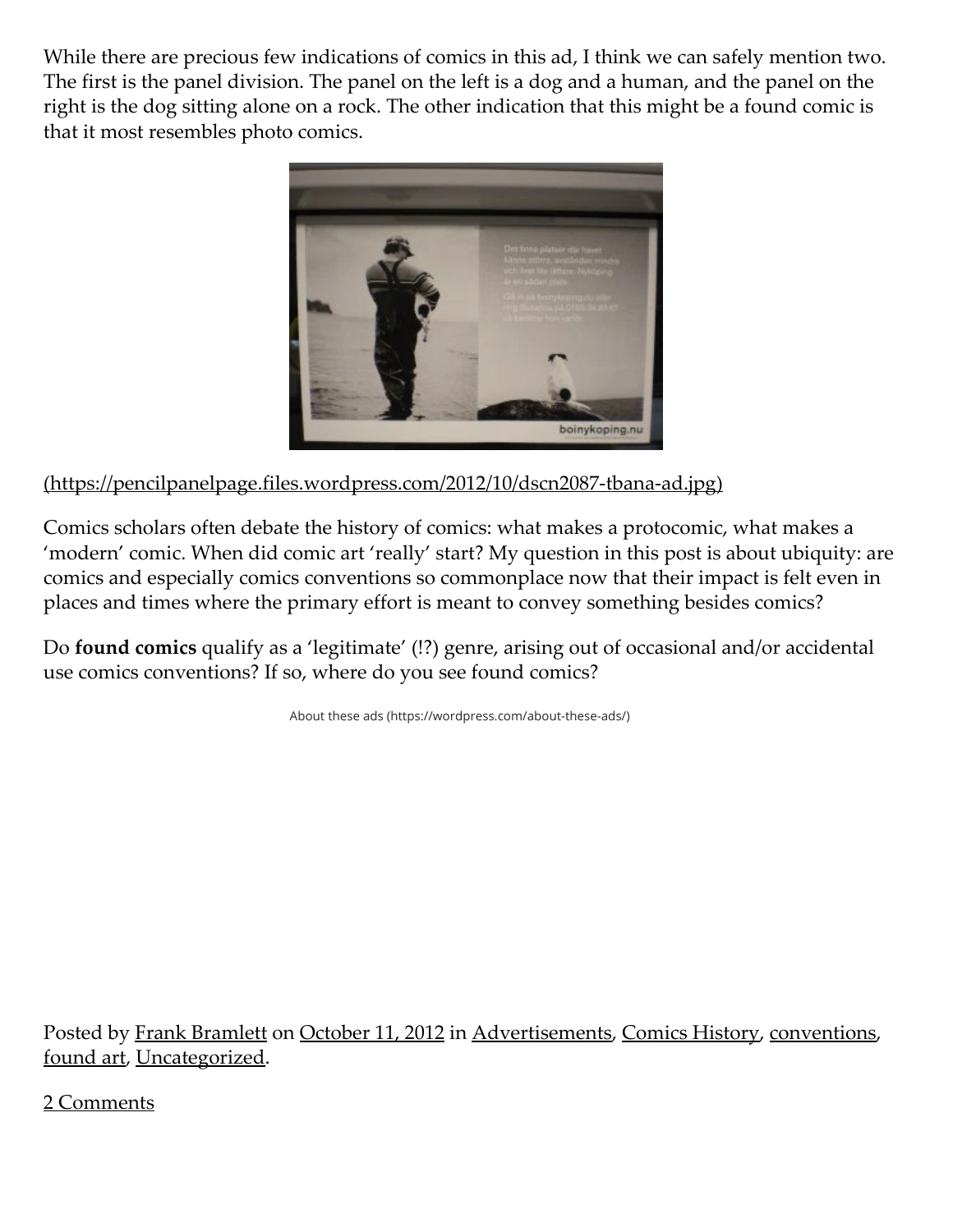While there are precious few indications of comics in this ad, I think we can safely mention two. The first is the panel division. The panel on the left is a dog and a human, and the panel on the right is the dog sitting alone on a rock. The other indication that this might be a found comic is that it most resembles photo comics.

(https://pencilpanelpage.files.wordpress.com/2012/10/dscn2087-tbana-ad.jpg)

Comics scholars often debate the history of comics: what makes a protocomic, what makes a 'modern' comic. When did comic art 'really' start? My question in this post is about ubiquity: are comics and especially comics conventions so commonplace now that their impact is felt even in places and times where the primary effort is meant to convey something besides comics?

Do **found comics** qualify as a 'legitimate' (!?) genre, arising out of occasional and/or accidental use comics conventions? If so, where do you see found comics?

About these ads (https://wordpress.com/about-these-ads/)

Posted by Frank Bramlett on October 11, 2012 in Advertisements, Comics History, conventions, found art, Uncategorized.

2 Comments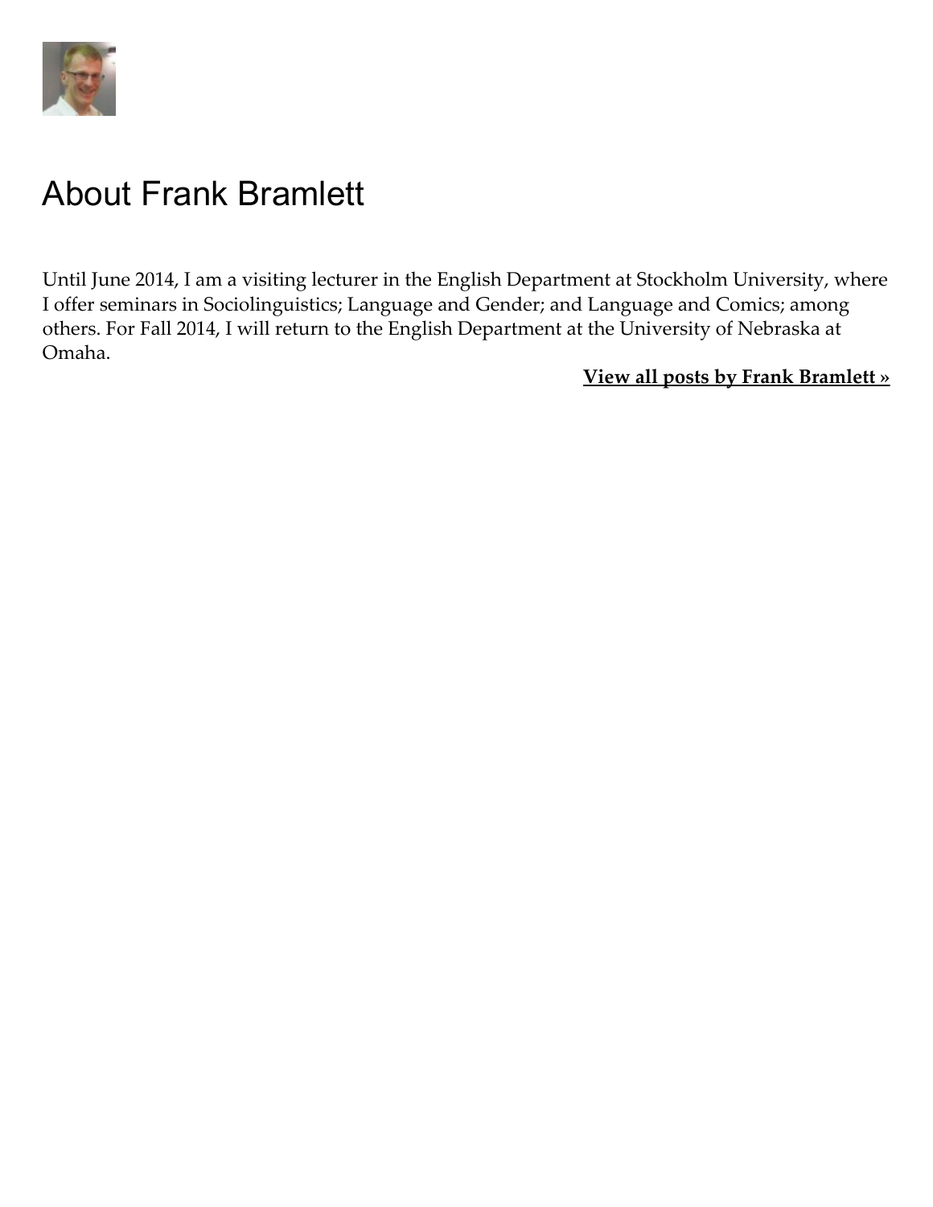# About Frank Bramlett

Until June 2014, I am a visiting lecturer in the English Department at Stockholm University, where I offer seminars in Sociolinguistics; Language and Gender; and Language and Comics; among others. For Fall 2014, I will return to the English Department at the University of Nebraska at Omaha.

**View all posts by Frank Bramlett »**